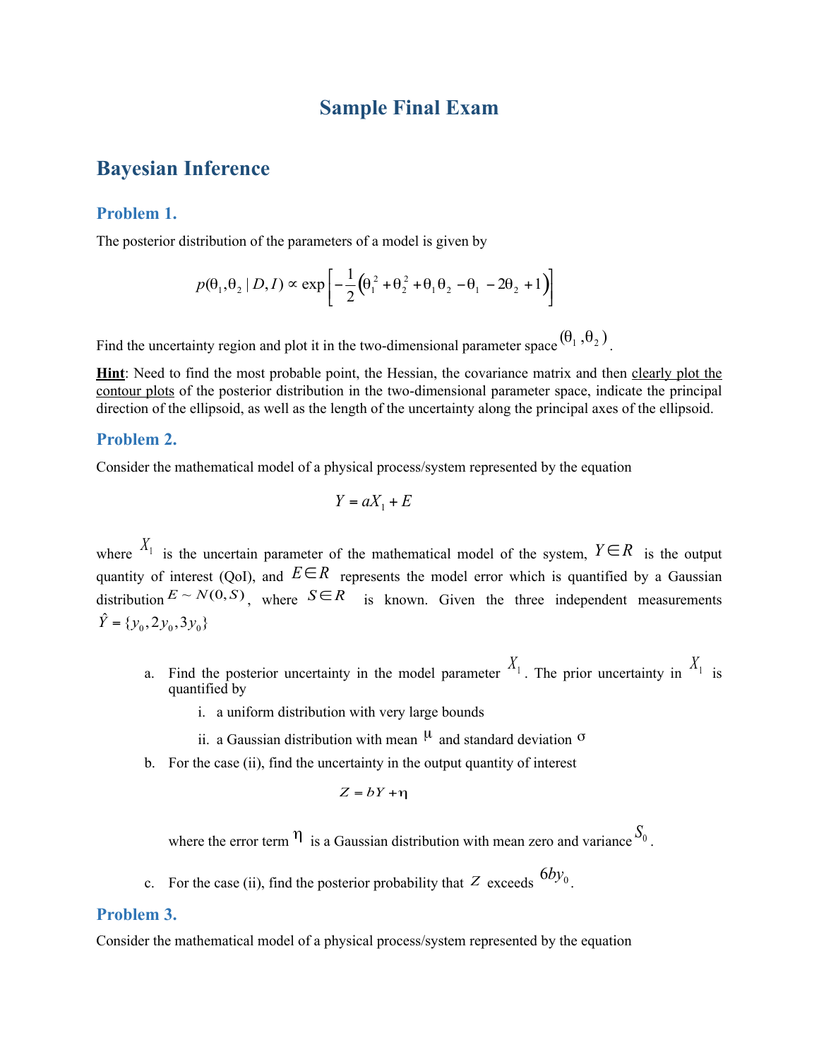# Sample Final Exam

## Bayesian Inference

### Problem 1.

The posterior distribution of the parameters of a model is given by

$$p(\theta_1, \theta_2 \mid D, I) \propto \exp\left[-\frac{1}{2}\left(\theta_1^2 + \theta_2^2 + \theta_1\theta_2 - \theta_1 - 2\theta_2 + 1\right)\right]$$

Find the uncertainty region and plot it in the two-dimensional parameter space $(\theta_1, \theta_2)$.

**Hint**: Need to find the most probable point, the Hessian, the covariance matrix and then clearly plot the contour plots of the posterior distribution in the two-dimensional parameter space, indicate the principal direction of the ellipsoid, as well as the length of the uncertainty along the principal axes of the ellipsoid.

### Problem 2.

Consider the mathematical model of a physical process/system represented by the equation

$$Y = aX_1 + E$$

where $X_1$ is the uncertain parameter of the mathematical model of the system, $Y \in R$ is the output quantity of interest (QoI), and $E \in R$ represents the model error which is quantified by a Gaussian distribution $E \sim N(0, S)$, where $S \in R$ is known. Given the three independent measurements $\hat{Y} = \{y_0, 2y_0, 3y_0\}$

a. Find the posterior uncertainty in the model parameter $X_1$. The prior uncertainty in $X_1$ is quantified by

   i. a uniform distribution with very large bounds

   ii. a Gaussian distribution with mean $\mu$ and standard deviation $\sigma$

b. For the case (ii), find the uncertainty in the output quantity of interest

$$Z = bY + \eta$$

   where the error term $\eta$ is a Gaussian distribution with mean zero and variance $S_0$.

c. For the case (ii), find the posterior probability that $Z$ exceeds $6by_0$.

### Problem 3.

Consider the mathematical model of a physical process/system represented by the equation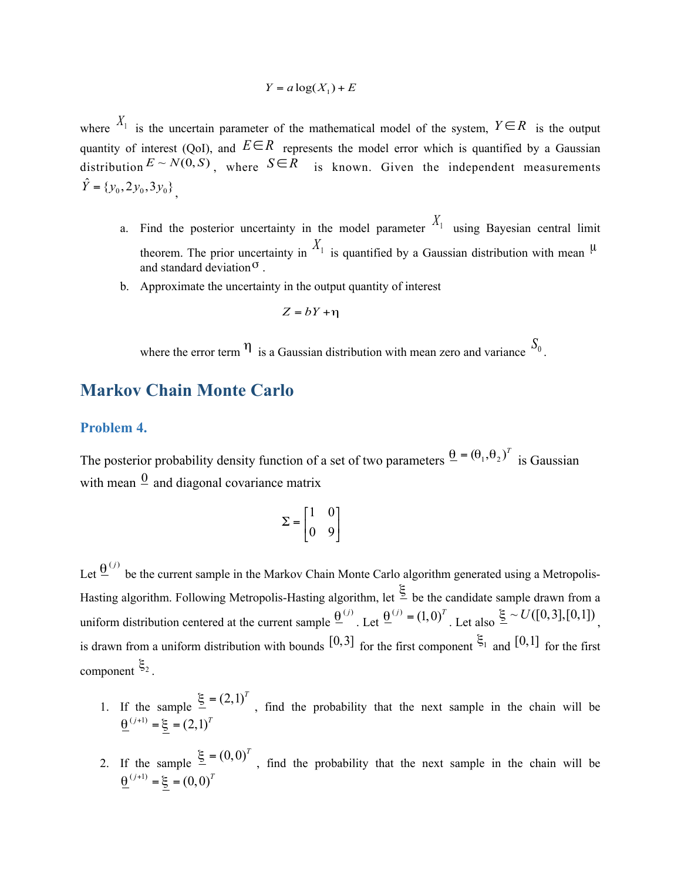$$Y = a\log(X_1) + E$$

where $X_1$ is the uncertain parameter of the mathematical model of the system, $Y \in R$ is the output quantity of interest (QoI), and $E \in R$ represents the model error which is quantified by a Gaussian distribution $E \sim N(0, S)$, where $S \in R$ is known. Given the independent measurements $\hat{Y} = \{y_0, 2y_0, 3y_0\}$,

a. Find the posterior uncertainty in the model parameter $X_1$ using Bayesian central limit theorem. The prior uncertainty in $X_1$ is quantified by a Gaussian distribution with mean $\mu$ and standard deviation $\sigma$.

b. Approximate the uncertainty in the output quantity of interest

$$Z = bY + \eta$$

where the error term $\eta$ is a Gaussian distribution with mean zero and variance $S_0$.

## Markov Chain Monte Carlo

### Problem 4.

The posterior probability density function of a set of two parameters $\underline{\theta} = (\theta_1, \theta_2)^T$ is Gaussian with mean $\underline{0}$ and diagonal covariance matrix

$$\Sigma = \begin{bmatrix} 1 & 0 \\ 0 & 9 \end{bmatrix}$$

Let $\underline{\theta}^{(j)}$ be the current sample in the Markov Chain Monte Carlo algorithm generated using a Metropolis-Hasting algorithm. Following Metropolis-Hasting algorithm, let $\underline{\xi}$ be the candidate sample drawn from a uniform distribution centered at the current sample $\underline{\theta}^{(j)}$. Let $\underline{\theta}^{(j)} = (1,0)^T$. Let also $\underline{\xi} \sim U([0,3],[0,1])$, is drawn from a uniform distribution with bounds $[0,3]$ for the first component $\xi_1$ and $[0,1]$ for the first component $\xi_2$.

1. If the sample $\underline{\xi} = (2,1)^T$, find the probability that the next sample in the chain will be $\underline{\theta}^{(j+1)} = \underline{\xi} = (2,1)^T$
2. If the sample $\underline{\xi} = (0,0)^T$, find the probability that the next sample in the chain will be $\underline{\theta}^{(j+1)} = \underline{\xi} = (0,0)^T$